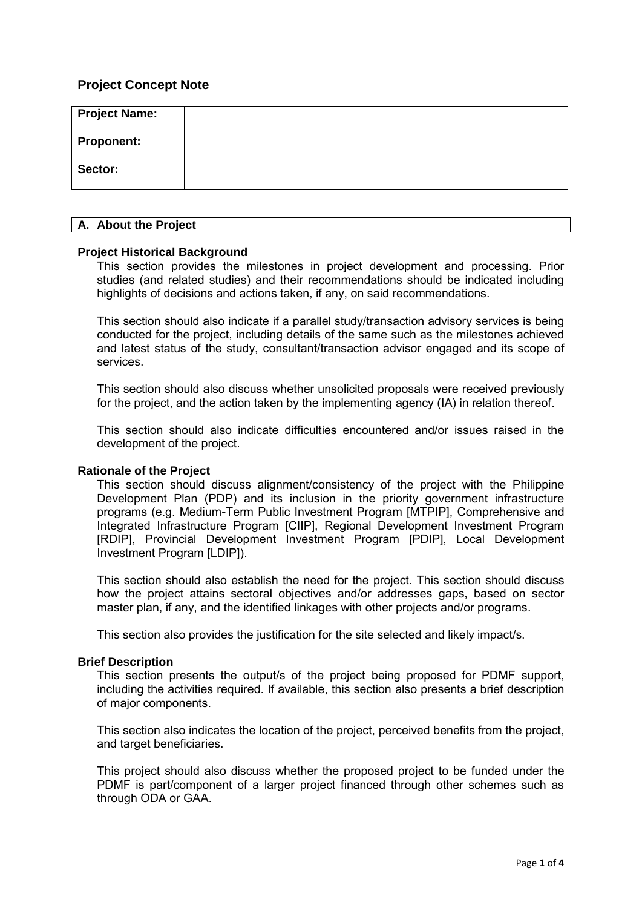# Project Concept Note

| | |
|---|---|
| **Project Name:** | |
| **Proponent:** | |
| **Sector:** | |

## A. About the Project

### Project Historical Background

This section provides the milestones in project development and processing. Prior studies (and related studies) and their recommendations should be indicated including highlights of decisions and actions taken, if any, on said recommendations.

This section should also indicate if a parallel study/transaction advisory services is being conducted for the project, including details of the same such as the milestones achieved and latest status of the study, consultant/transaction advisor engaged and its scope of services.

This section should also discuss whether unsolicited proposals were received previously for the project, and the action taken by the implementing agency (IA) in relation thereof.

This section should also indicate difficulties encountered and/or issues raised in the development of the project.

### Rationale of the Project

This section should discuss alignment/consistency of the project with the Philippine Development Plan (PDP) and its inclusion in the priority government infrastructure programs (e.g. Medium-Term Public Investment Program [MTPIP], Comprehensive and Integrated Infrastructure Program [CIIP], Regional Development Investment Program [RDIP], Provincial Development Investment Program [PDIP], Local Development Investment Program [LDIP]).

This section should also establish the need for the project. This section should discuss how the project attains sectoral objectives and/or addresses gaps, based on sector master plan, if any, and the identified linkages with other projects and/or programs.

This section also provides the justification for the site selected and likely impact/s.

### Brief Description

This section presents the output/s of the project being proposed for PDMF support, including the activities required. If available, this section also presents a brief description of major components.

This section also indicates the location of the project, perceived benefits from the project, and target beneficiaries.

This project should also discuss whether the proposed project to be funded under the PDMF is part/component of a larger project financed through other schemes such as through ODA or GAA.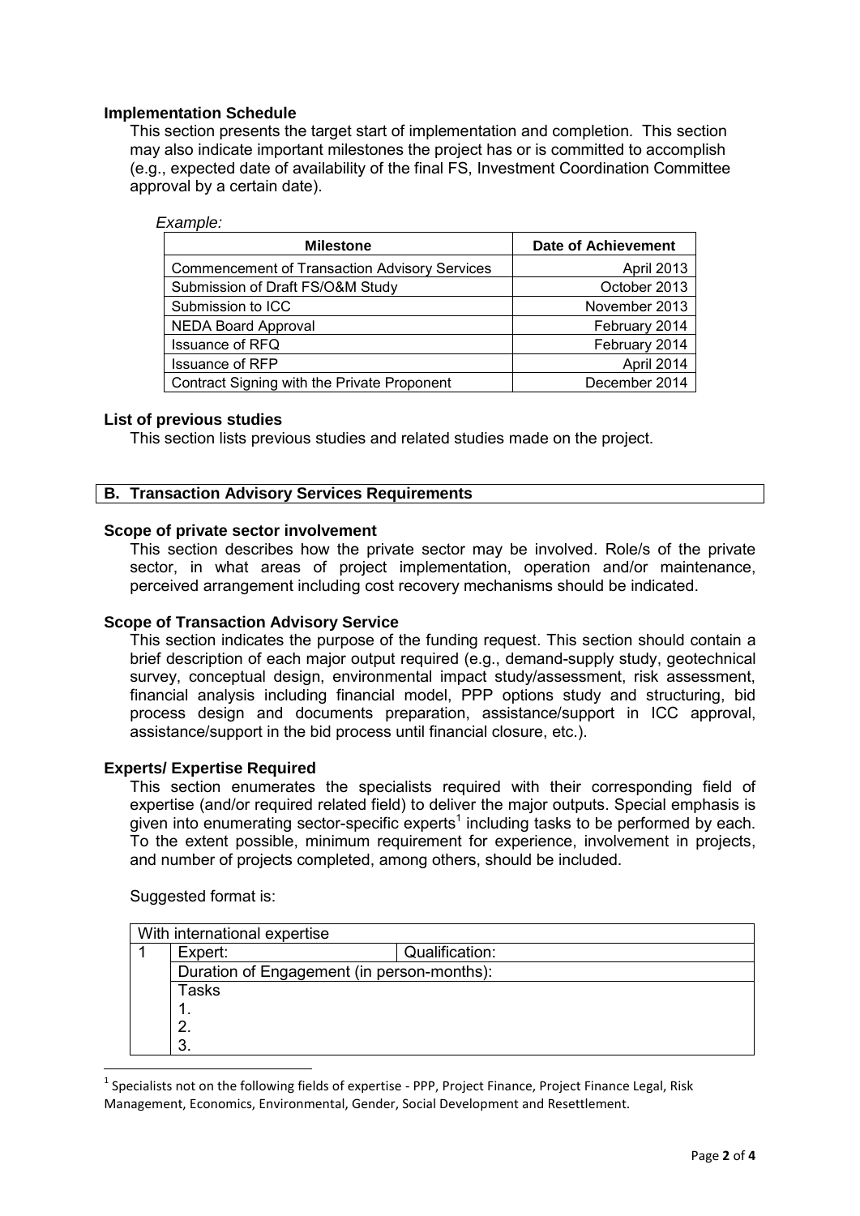### Implementation Schedule

This section presents the target start of implementation and completion. This section may also indicate important milestones the project has or is committed to accomplish (e.g., expected date of availability of the final FS, Investment Coordination Committee approval by a certain date).

*Example:*

| Milestone | Date of Achievement |
| --- | ---: |
| Commencement of Transaction Advisory Services | April 2013 |
| Submission of Draft FS/O&M Study | October 2013 |
| Submission to ICC | November 2013 |
| NEDA Board Approval | February 2014 |
| Issuance of RFQ | February 2014 |
| Issuance of RFP | April 2014 |
| Contract Signing with the Private Proponent | December 2014 |

### List of previous studies

This section lists previous studies and related studies made on the project.

## B. Transaction Advisory Services Requirements

### Scope of private sector involvement

This section describes how the private sector may be involved. Role/s of the private sector, in what areas of project implementation, operation and/or maintenance, perceived arrangement including cost recovery mechanisms should be indicated.

### Scope of Transaction Advisory Service

This section indicates the purpose of the funding request. This section should contain a brief description of each major output required (e.g., demand-supply study, geotechnical survey, conceptual design, environmental impact study/assessment, risk assessment, financial analysis including financial model, PPP options study and structuring, bid process design and documents preparation, assistance/support in ICC approval, assistance/support in the bid process until financial closure, etc.).

### Experts/ Expertise Required

This section enumerates the specialists required with their corresponding field of expertise (and/or required related field) to deliver the major outputs. Special emphasis is given into enumerating sector-specific experts[1] including tasks to be performed by each. To the extent possible, minimum requirement for experience, involvement in projects, and number of projects completed, among others, should be included.

Suggested format is:

| With international expertise | | |
| --- | --- | --- |
| 1 | Expert: | Qualification: |
| | Duration of Engagement (in person-months): | |
| | Tasks<br>1.<br>2.<br>3. | |

[1] Specialists not on the following fields of expertise - PPP, Project Finance, Project Finance Legal, Risk Management, Economics, Environmental, Gender, Social Development and Resettlement.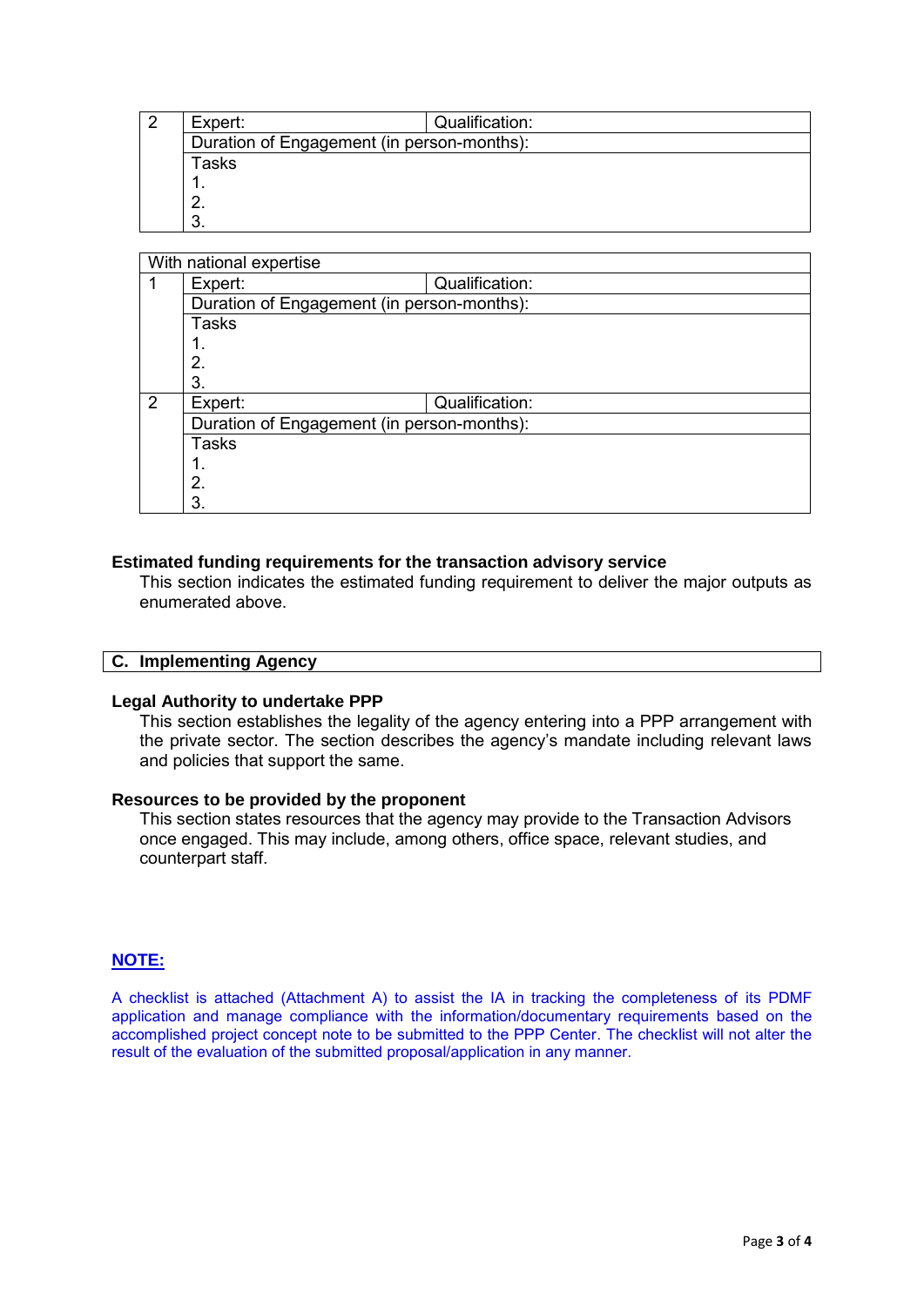| | | |
|---|---|---|
| 2 | Expert: | Qualification: |
| | Duration of Engagement (in person-months): | |
| | Tasks<br>1.<br>2.<br>3. | |

| With national expertise | | |
|---|---|---|
| 1 | Expert: | Qualification: |
| | Duration of Engagement (in person-months): | |
| | Tasks<br>1.<br>2.<br>3. | |
| 2 | Expert: | Qualification: |
| | Duration of Engagement (in person-months): | |
| | Tasks<br>1.<br>2.<br>3. | |

**Estimated funding requirements for the transaction advisory service**

This section indicates the estimated funding requirement to deliver the major outputs as enumerated above.

## C. Implementing Agency

**Legal Authority to undertake PPP**

This section establishes the legality of the agency entering into a PPP arrangement with the private sector. The section describes the agency's mandate including relevant laws and policies that support the same.

**Resources to be provided by the proponent**

This section states resources that the agency may provide to the Transaction Advisors once engaged. This may include, among others, office space, relevant studies, and counterpart staff.

**NOTE:**

A checklist is attached (Attachment A) to assist the IA in tracking the completeness of its PDMF application and manage compliance with the information/documentary requirements based on the accomplished project concept note to be submitted to the PPP Center. The checklist will not alter the result of the evaluation of the submitted proposal/application in any manner.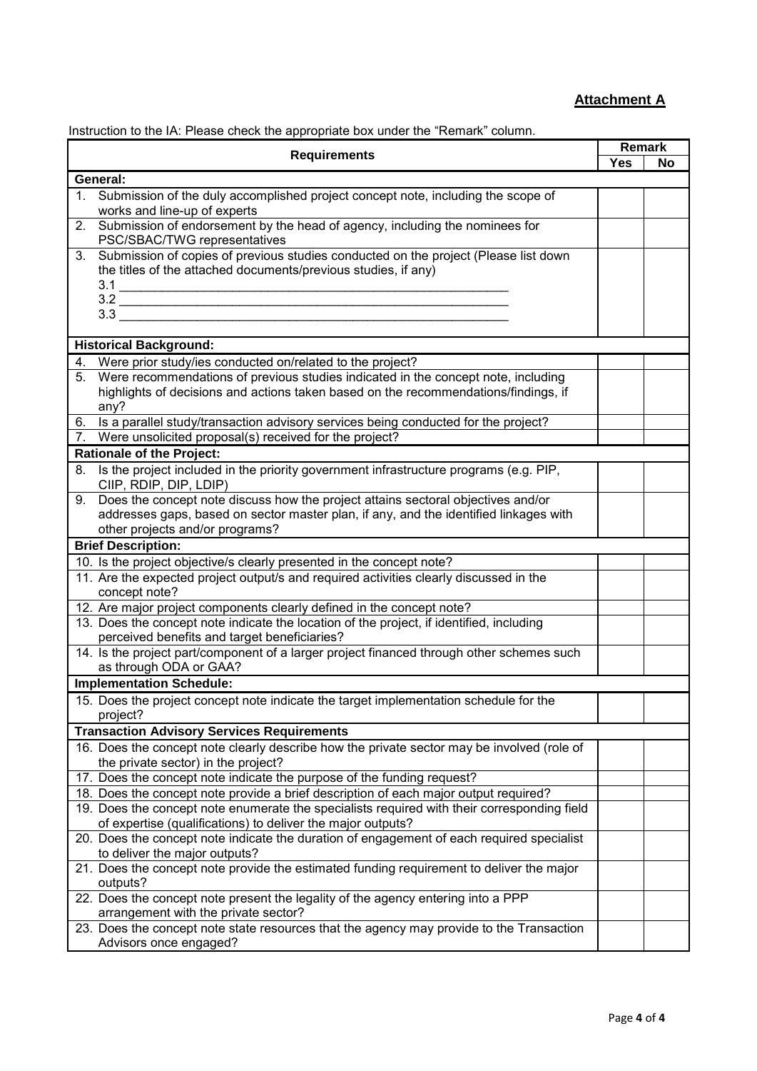**Attachment A**

Instruction to the IA: Please check the appropriate box under the "Remark" column.

| Requirements | Remark | |
|---|---|---|
| | Yes | No |
| **General:** | | |
| 1. Submission of the duly accomplished project concept note, including the scope of works and line-up of experts | | |
| 2. Submission of endorsement by the head of agency, including the nominees for PSC/SBAC/TWG representatives | | |
| 3. Submission of copies of previous studies conducted on the project (Please list down the titles of the attached documents/previous studies, if any)<br>3.1 \_\_\_\_\_\_\_\_\_\_\_\_\_\_\_\_\_\_\_\_\_\_\_\_\_\_\_\_\_\_\_\_<br>3.2 \_\_\_\_\_\_\_\_\_\_\_\_\_\_\_\_\_\_\_\_\_\_\_\_\_\_\_\_\_\_\_\_<br>3.3 \_\_\_\_\_\_\_\_\_\_\_\_\_\_\_\_\_\_\_\_\_\_\_\_\_\_\_\_\_\_\_\_ | | |
| **Historical Background:** | | |
| 4. Were prior study/ies conducted on/related to the project? | | |
| 5. Were recommendations of previous studies indicated in the concept note, including highlights of decisions and actions taken based on the recommendations/findings, if any? | | |
| 6. Is a parallel study/transaction advisory services being conducted for the project? | | |
| 7. Were unsolicited proposal(s) received for the project? | | |
| **Rationale of the Project:** | | |
| 8. Is the project included in the priority government infrastructure programs (e.g. PIP, CIIP, RDIP, DIP, LDIP) | | |
| 9. Does the concept note discuss how the project attains sectoral objectives and/or addresses gaps, based on sector master plan, if any, and the identified linkages with other projects and/or programs? | | |
| **Brief Description:** | | |
| 10. Is the project objective/s clearly presented in the concept note? | | |
| 11. Are the expected project output/s and required activities clearly discussed in the concept note? | | |
| 12. Are major project components clearly defined in the concept note? | | |
| 13. Does the concept note indicate the location of the project, if identified, including perceived benefits and target beneficiaries? | | |
| 14. Is the project part/component of a larger project financed through other schemes such as through ODA or GAA? | | |
| **Implementation Schedule:** | | |
| 15. Does the project concept note indicate the target implementation schedule for the project? | | |
| **Transaction Advisory Services Requirements** | | |
| 16. Does the concept note clearly describe how the private sector may be involved (role of the private sector) in the project? | | |
| 17. Does the concept note indicate the purpose of the funding request? | | |
| 18. Does the concept note provide a brief description of each major output required? | | |
| 19. Does the concept note enumerate the specialists required with their corresponding field of expertise (qualifications) to deliver the major outputs? | | |
| 20. Does the concept note indicate the duration of engagement of each required specialist to deliver the major outputs? | | |
| 21. Does the concept note provide the estimated funding requirement to deliver the major outputs? | | |
| 22. Does the concept note present the legality of the agency entering into a PPP arrangement with the private sector? | | |
| 23. Does the concept note state resources that the agency may provide to the Transaction Advisors once engaged? | | |